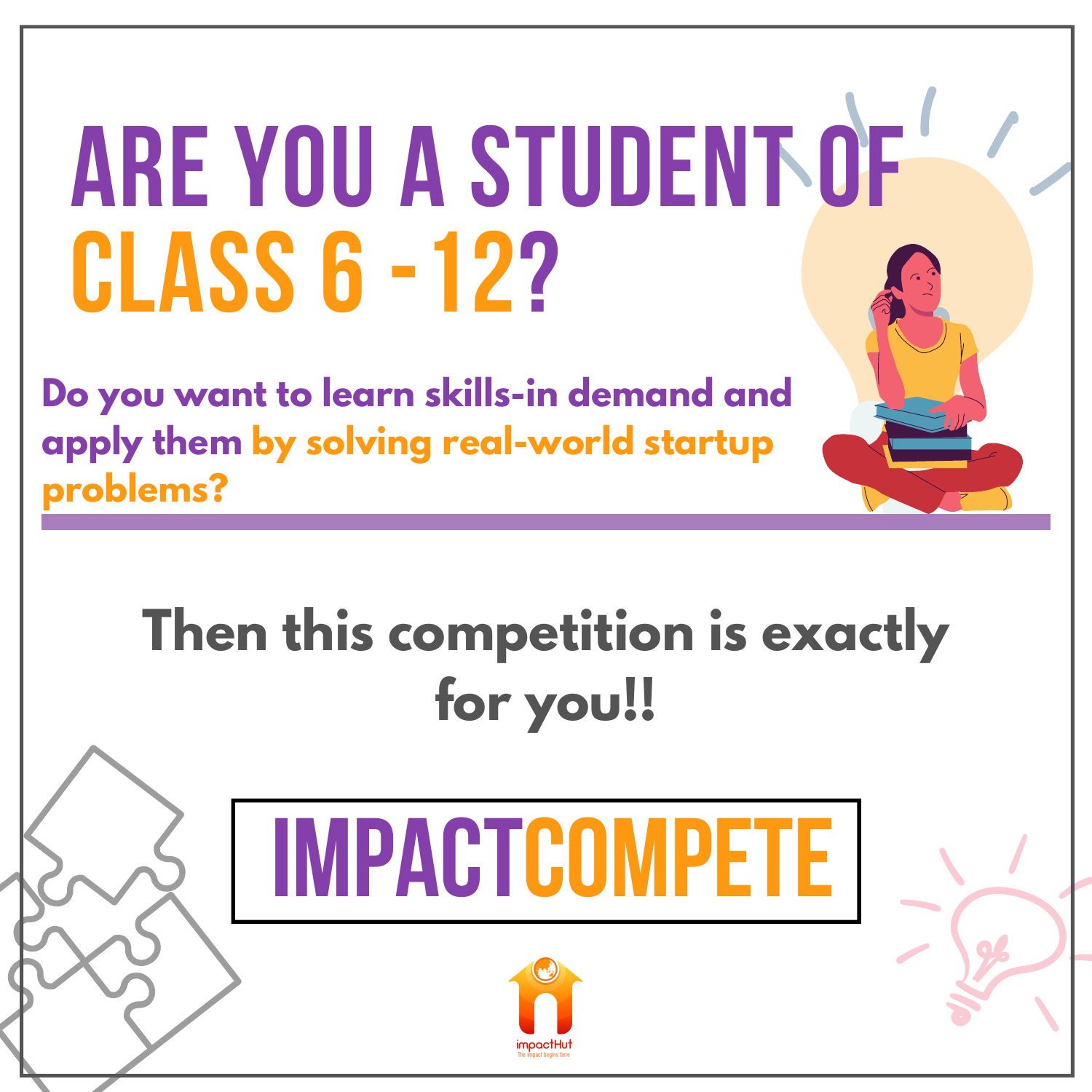# ARE YOU A STUDENT OF CLASS 6 -12?

**Do you want to learn skills-in demand and apply them by solving real-world startup problems?**

## Then this competition is exactly for you!!

# IMPACTCOMPETE

impactHut
The impact begins here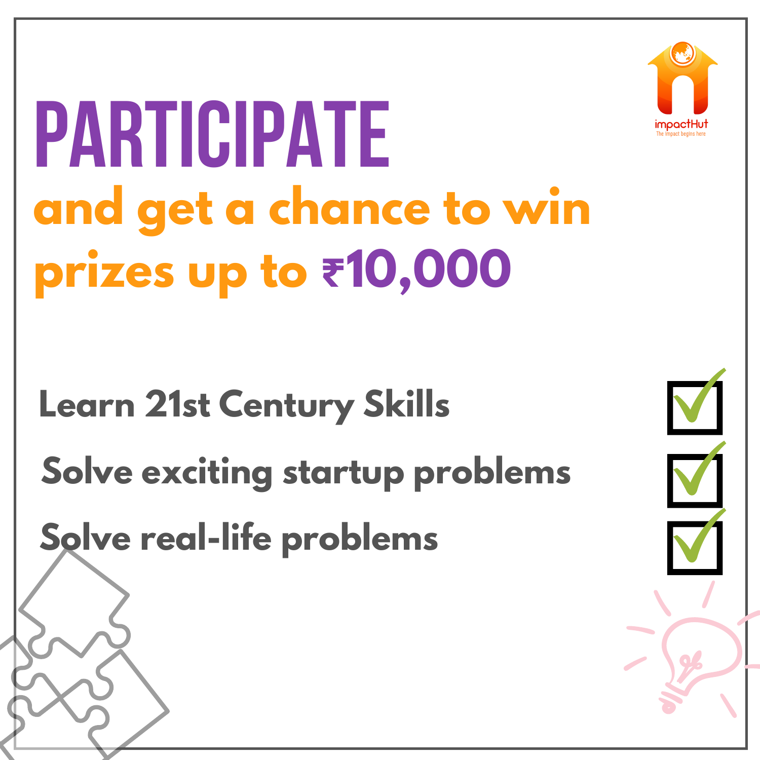impactHut
The impact begins here

# PARTICIPATE

## and get a chance to win prizes up to ₹10,000

- Learn 21st Century Skills
- Solve exciting startup problems
- Solve real-life problems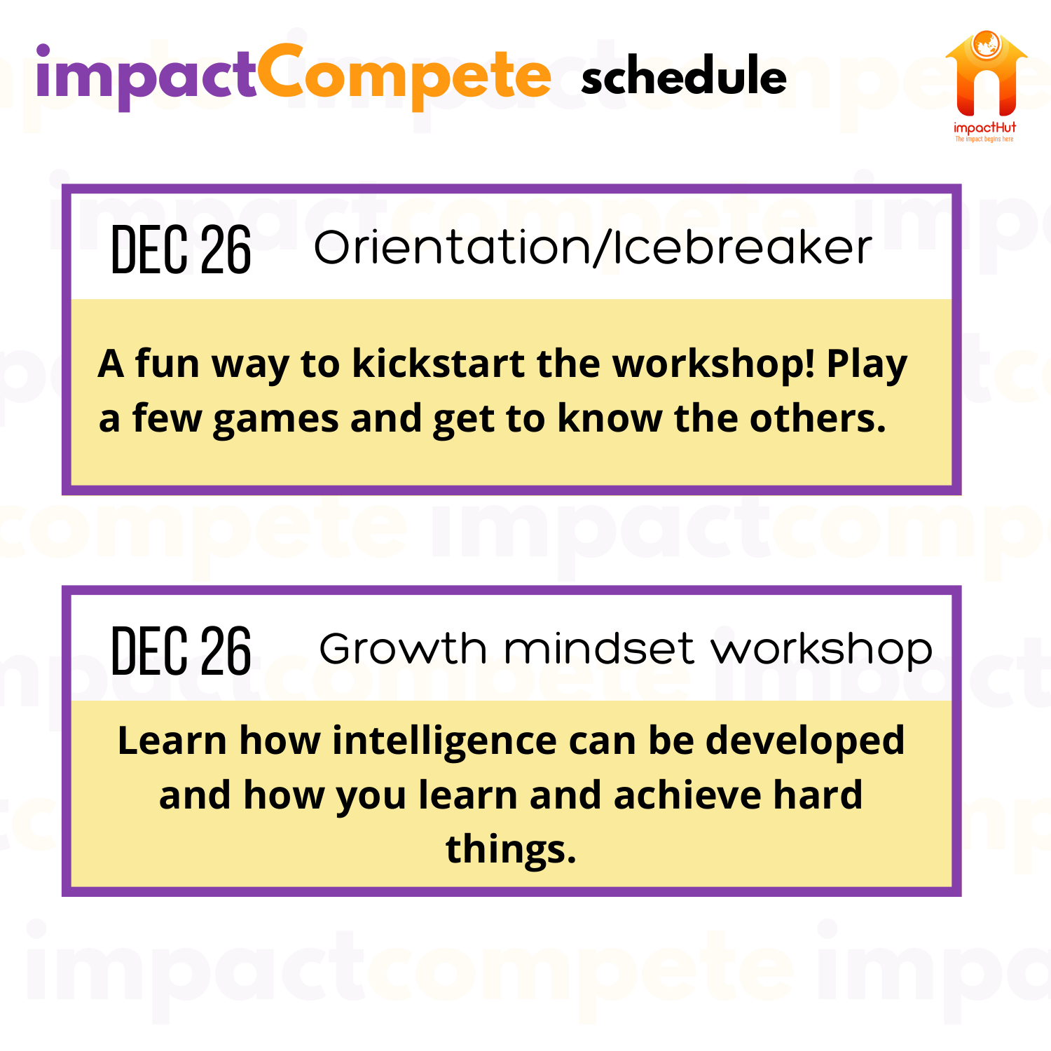# impactCompete schedule

impactHut
The impact begins here

## DEC 26 Orientation/Icebreaker

**A fun way to kickstart the workshop! Play a few games and get to know the others.**

## DEC 26 Growth mindset workshop

**Learn how intelligence can be developed and how you learn and achieve hard things.**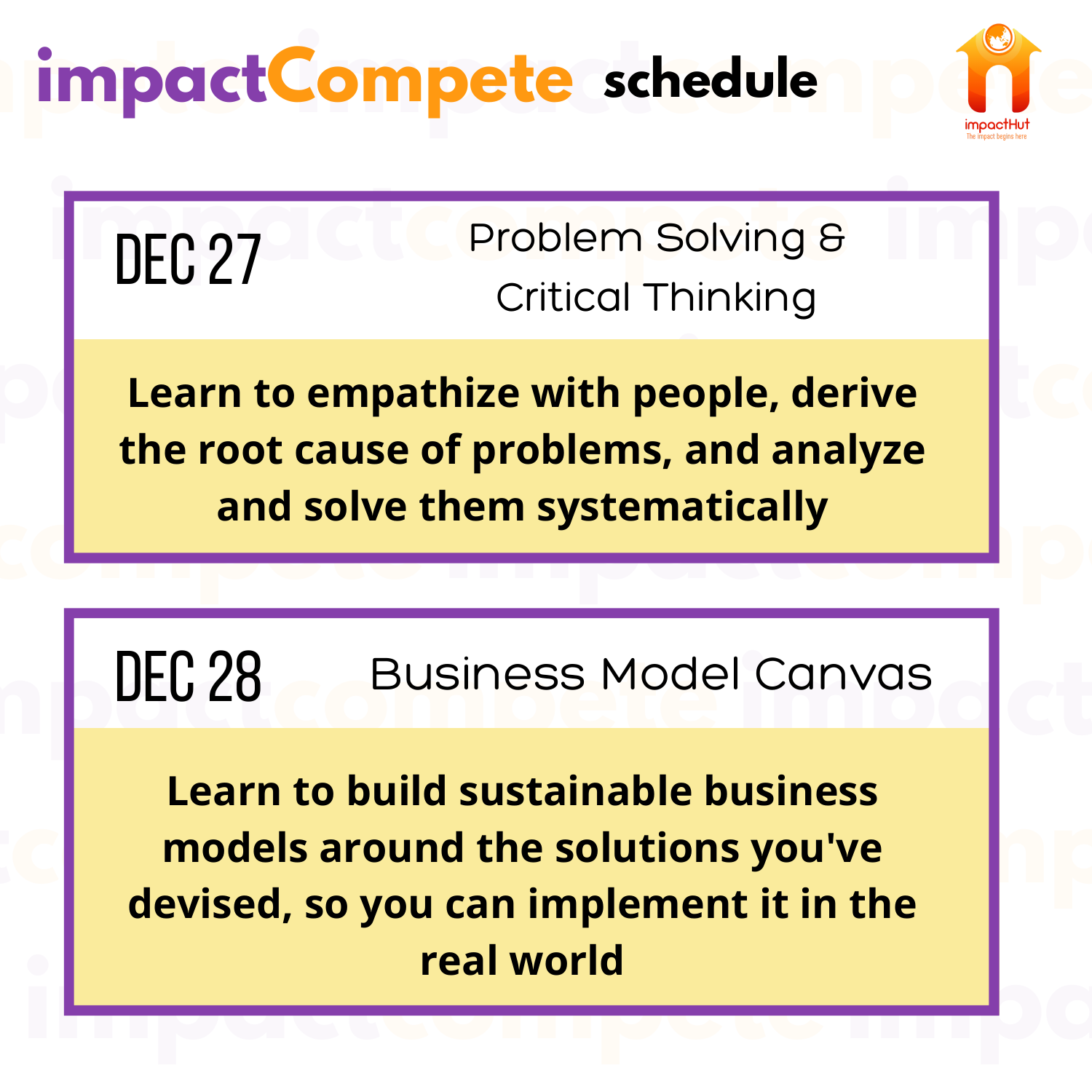# impactCompete schedule

impactHut
The impact begins here

## DEC 27

Problem Solving & Critical Thinking

**Learn to empathize with people, derive the root cause of problems, and analyze and solve them systematically**

## DEC 28

Business Model Canvas

**Learn to build sustainable business models around the solutions you've devised, so you can implement it in the real world**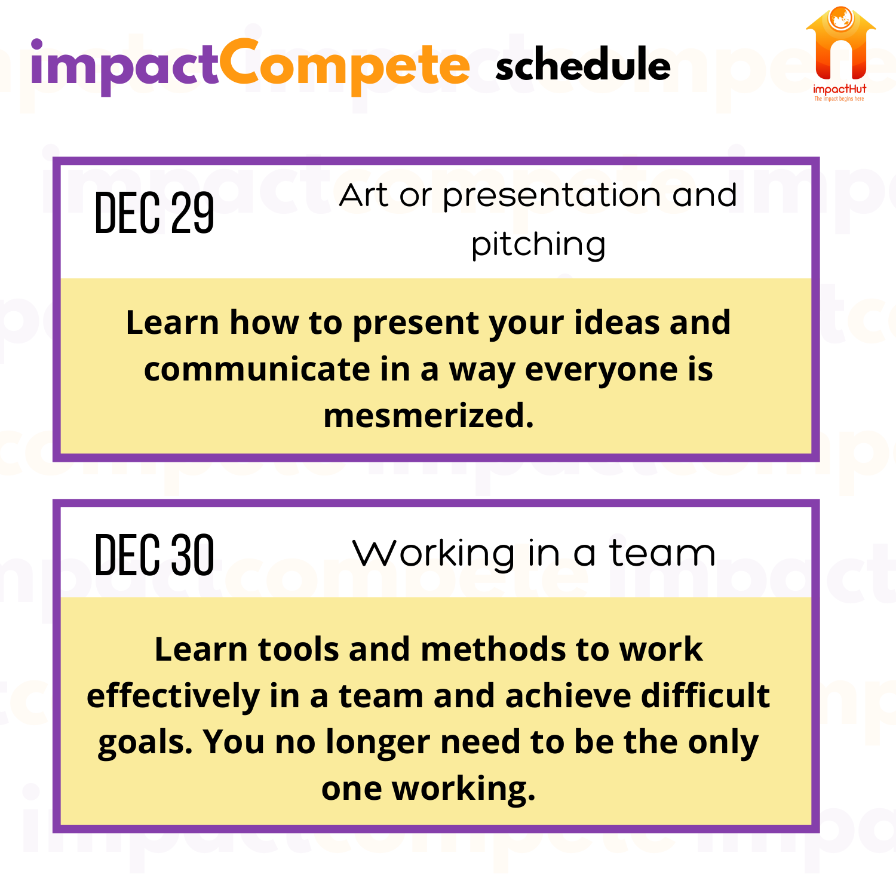# impactCompete schedule

impactHut
The impact begins here

## DEC 29

Art or presentation and pitching

**Learn how to present your ideas and communicate in a way everyone is mesmerized.**

## DEC 30

Working in a team

**Learn tools and methods to work effectively in a team and achieve difficult goals. You no longer need to be the only one working.**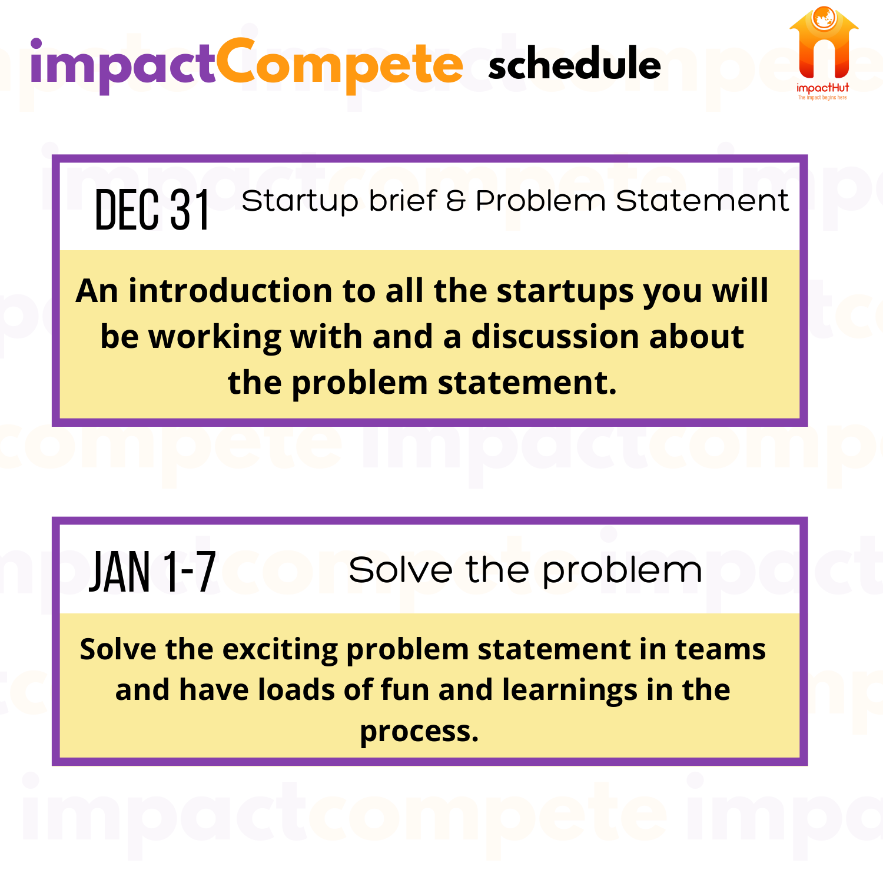# impactCompete schedule

impactHut
The impact begins here

## DEC 31 — Startup brief & Problem Statement

**An introduction to all the startups you will be working with and a discussion about the problem statement.**

## JAN 1-7 — Solve the problem

**Solve the exciting problem statement in teams and have loads of fun and learnings in the process.**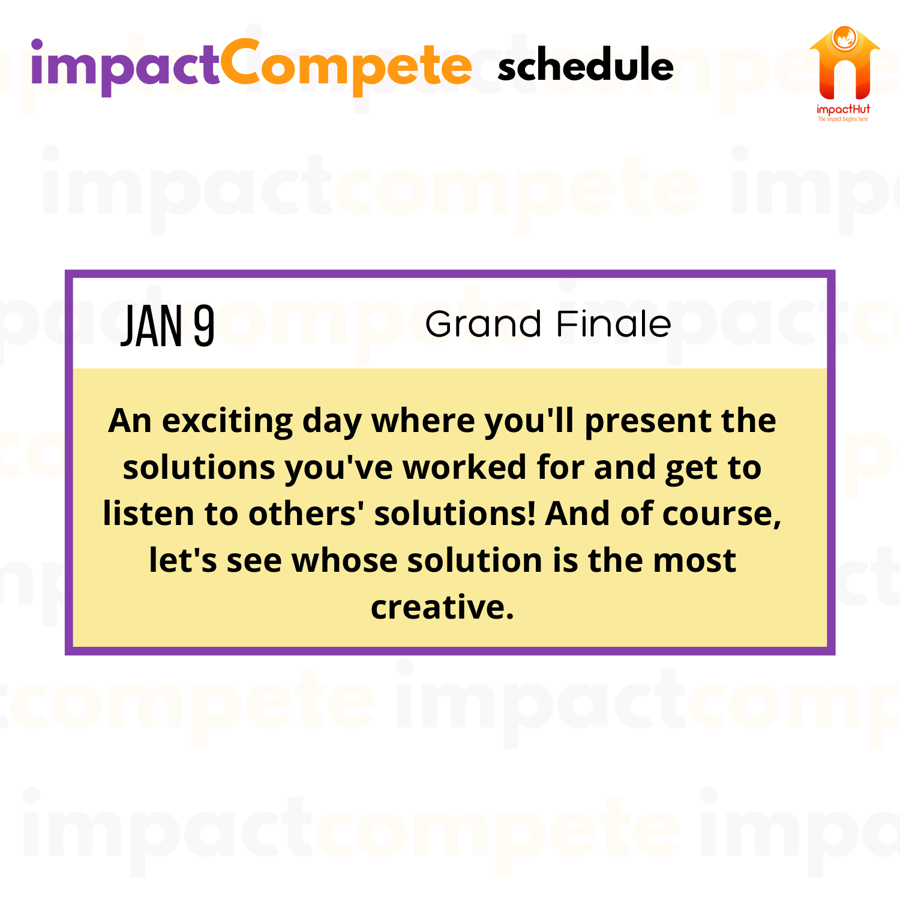# impactCompete schedule

impactHut
The impact begins here

**JAN 9** Grand Finale

**An exciting day where you'll present the solutions you've worked for and get to listen to others' solutions! And of course, let's see whose solution is the most creative.**